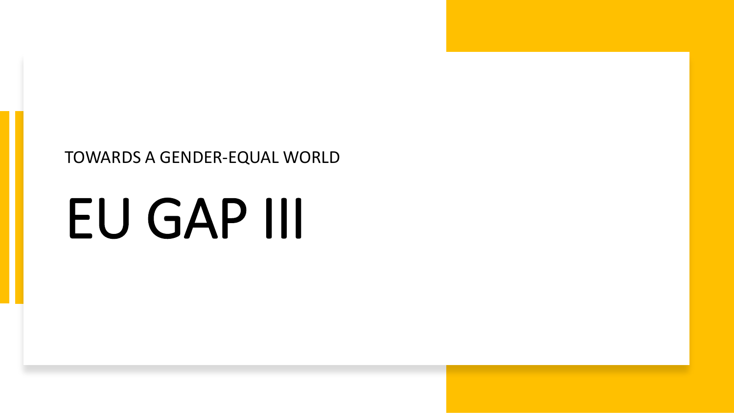TOWARDS A GENDER-EQUAL WORLD

# EU GAP III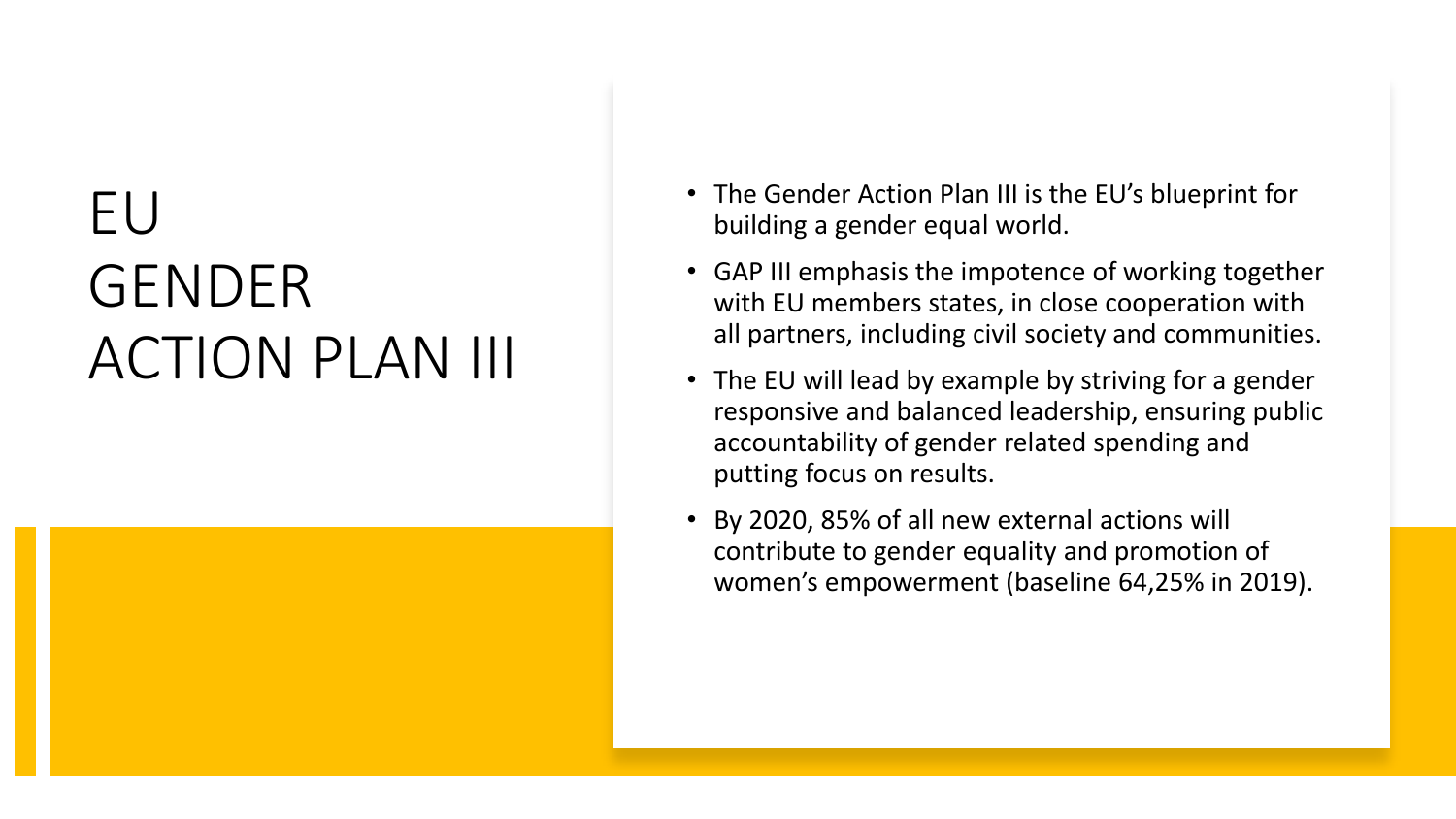# EU GENDER ACTION PLAN III

- The Gender Action Plan III is the EU's blueprint for building a gender equal world.
- GAP III emphasis the impotence of working together with EU members states, in close cooperation with all partners, including civil society and communities.
- The EU will lead by example by striving for a gender responsive and balanced leadership, ensuring public accountability of gender related spending and putting focus on results.
- By 2020, 85% of all new external actions will contribute to gender equality and promotion of women's empowerment (baseline 64,25% in 2019).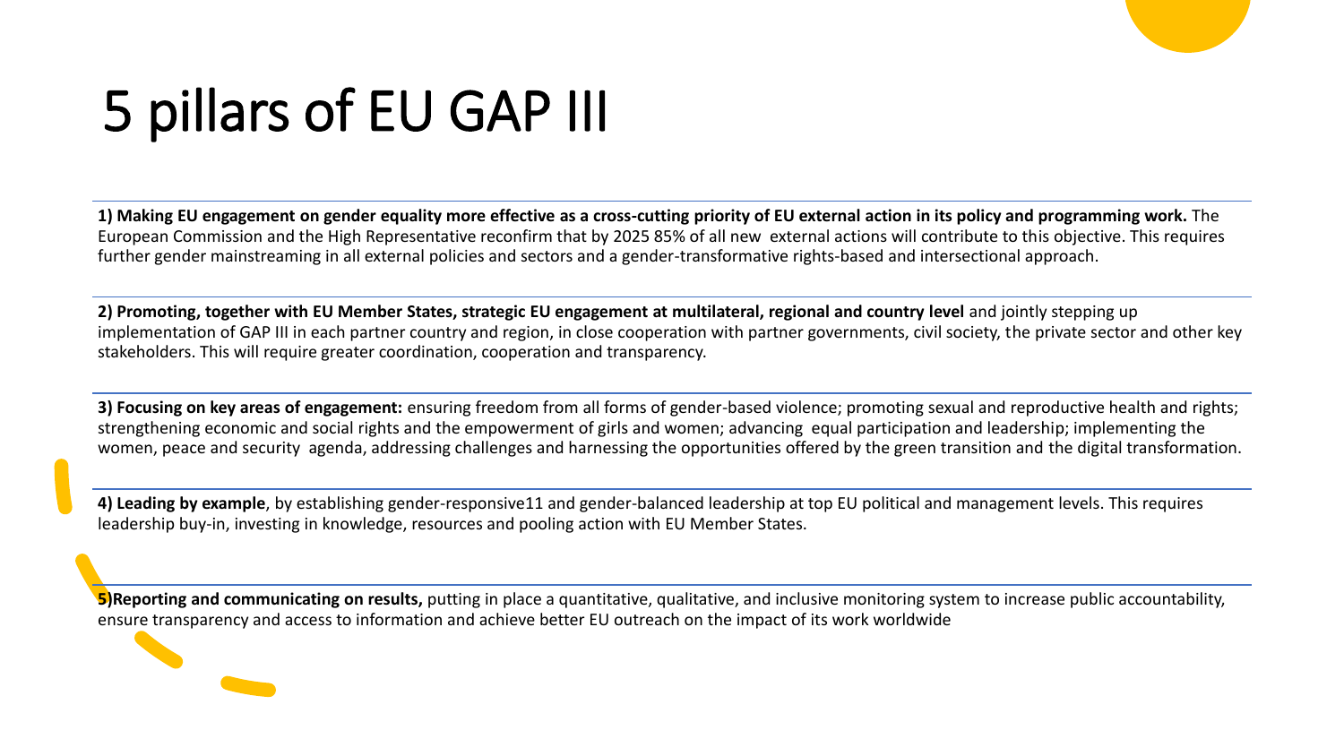# 5 pillars of EU GAP III

**1) Making EU engagement on gender equality more effective as a cross-cutting priority of EU external action in its policy and programming work.** The European Commission and the High Representative reconfirm that by 2025 85% of all new external actions will contribute to this objective. This requires further gender mainstreaming in all external policies and sectors and a gender-transformative rights-based and intersectional approach.

**2) Promoting, together with EU Member States, strategic EU engagement at multilateral, regional and country level** and jointly stepping up implementation of GAP III in each partner country and region, in close cooperation with partner governments, civil society, the private sector and other key stakeholders. This will require greater coordination, cooperation and transparency.

**3) Focusing on key areas of engagement:** ensuring freedom from all forms of gender-based violence; promoting sexual and reproductive health and rights; strengthening economic and social rights and the empowerment of girls and women; advancing equal participation and leadership; implementing the women, peace and security agenda, addressing challenges and harnessing the opportunities offered by the green transition and the digital transformation.

**4) Leading by example**, by establishing gender-responsive11 and gender-balanced leadership at top EU political and management levels. This requires leadership buy-in, investing in knowledge, resources and pooling action with EU Member States.

**5)Reporting and communicating on results,** putting in place a quantitative, qualitative, and inclusive monitoring system to increase public accountability, ensure transparency and access to information and achieve better EU outreach on the impact of its work worldwide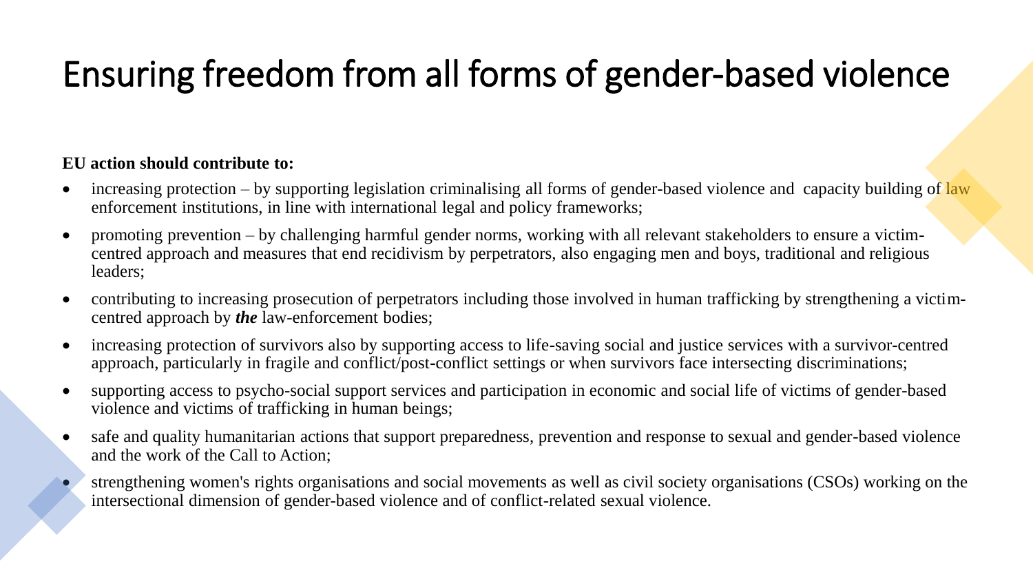# Ensuring freedom from all forms of gender-based violence

**EU action should contribute to:**

- increasing protection – by supporting legislation criminalising all forms of gender-based violence and capacity building of law enforcement institutions, in line with international legal and policy frameworks;
- promoting prevention – by challenging harmful gender norms, working with all relevant stakeholders to ensure a victim-centred approach and measures that end recidivism by perpetrators, also engaging men and boys, traditional and religious leaders;
- contributing to increasing prosecution of perpetrators including those involved in human trafficking by strengthening a victim-centred approach by ***the*** law-enforcement bodies;
- increasing protection of survivors also by supporting access to life-saving social and justice services with a survivor-centred approach, particularly in fragile and conflict/post-conflict settings or when survivors face intersecting discriminations;
- supporting access to psycho-social support services and participation in economic and social life of victims of gender-based violence and victims of trafficking in human beings;
- safe and quality humanitarian actions that support preparedness, prevention and response to sexual and gender-based violence and the work of the Call to Action;
- strengthening women's rights organisations and social movements as well as civil society organisations (CSOs) working on the intersectional dimension of gender-based violence and of conflict-related sexual violence.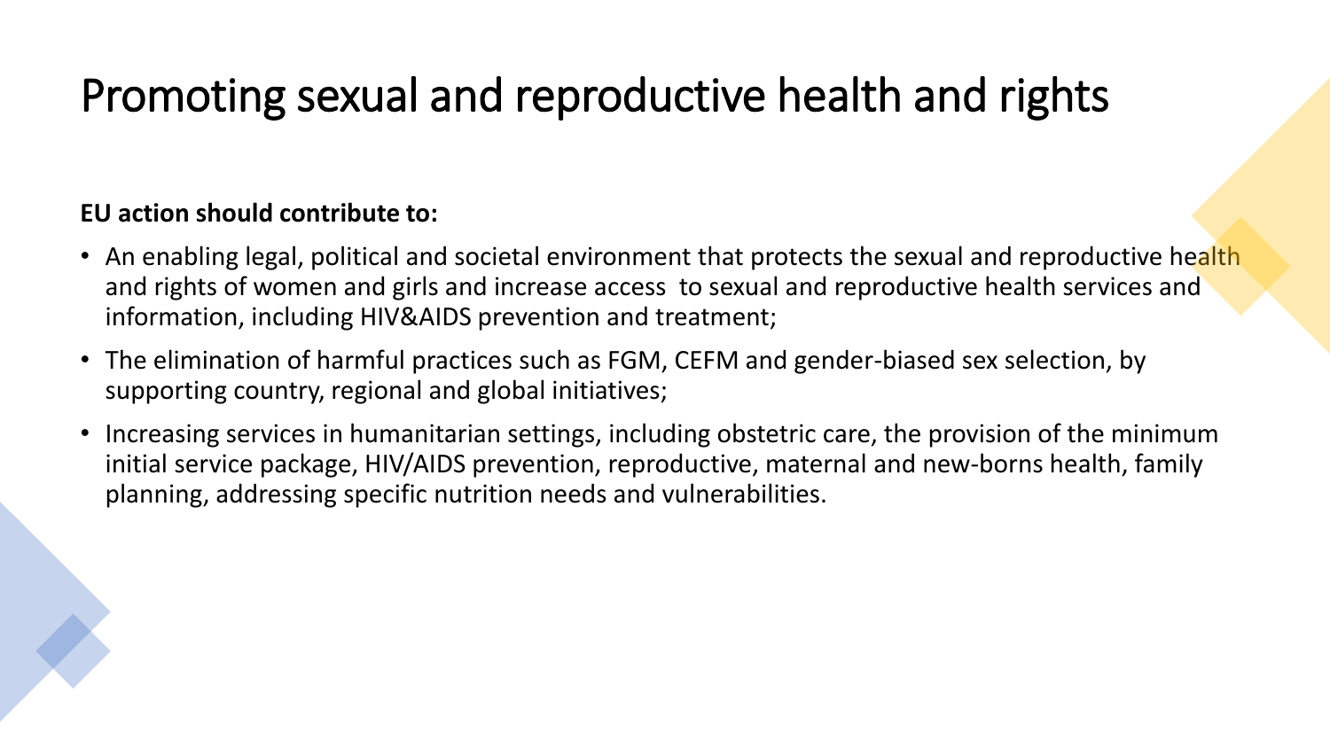# Promoting sexual and reproductive health and rights

**EU action should contribute to:**

- An enabling legal, political and societal environment that protects the sexual and reproductive health and rights of women and girls and increase access  to sexual and reproductive health services and information, including HIV&AIDS prevention and treatment;
- The elimination of harmful practices such as FGM, CEFM and gender-biased sex selection, by supporting country, regional and global initiatives;
- Increasing services in humanitarian settings, including obstetric care, the provision of the minimum initial service package, HIV/AIDS prevention, reproductive, maternal and new-borns health, family planning, addressing specific nutrition needs and vulnerabilities.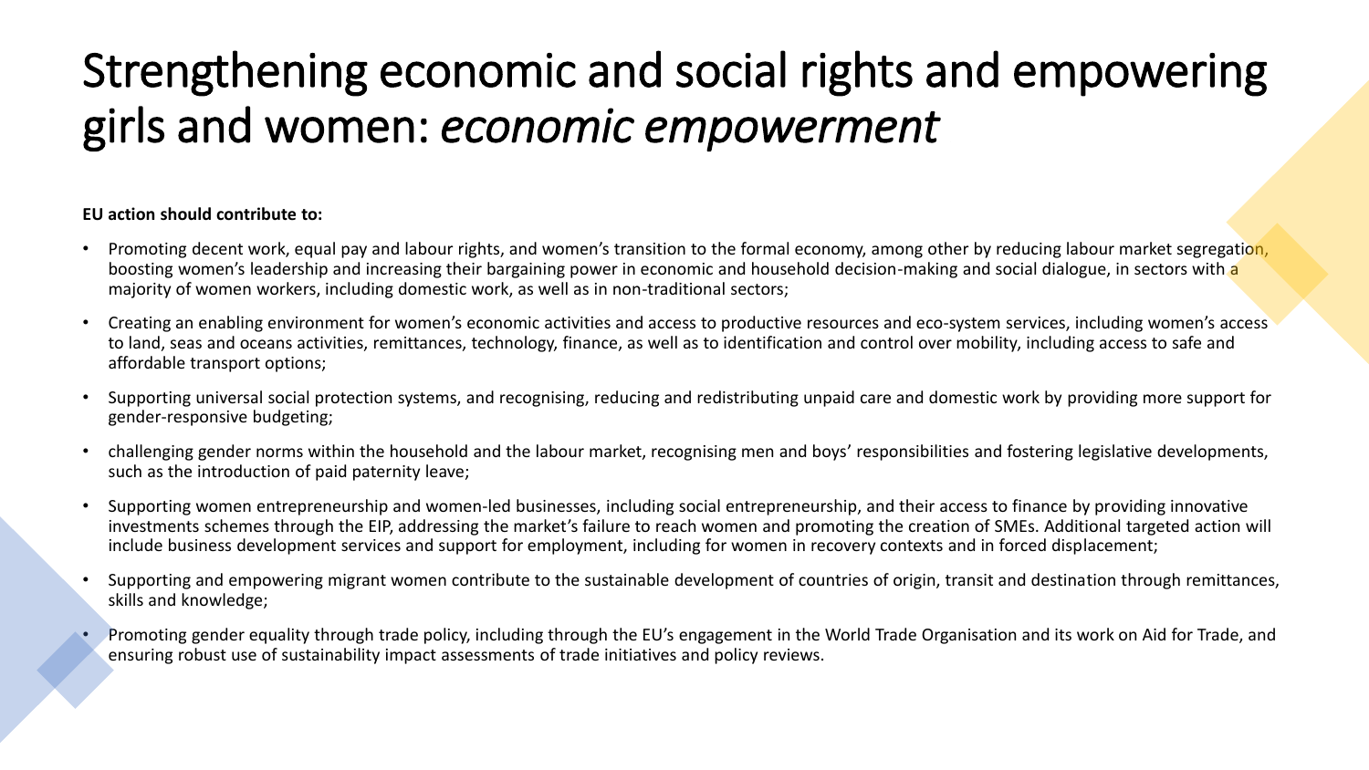# Strengthening economic and social rights and empowering girls and women: *economic empowerment*

**EU action should contribute to:**

- Promoting decent work, equal pay and labour rights, and women's transition to the formal economy, among other by reducing labour market segregation, boosting women's leadership and increasing their bargaining power in economic and household decision-making and social dialogue, in sectors with a majority of women workers, including domestic work, as well as in non-traditional sectors;
- Creating an enabling environment for women's economic activities and access to productive resources and eco-system services, including women's access to land, seas and oceans activities, remittances, technology, finance, as well as to identification and control over mobility, including access to safe and affordable transport options;
- Supporting universal social protection systems, and recognising, reducing and redistributing unpaid care and domestic work by providing more support for gender-responsive budgeting;
- challenging gender norms within the household and the labour market, recognising men and boys' responsibilities and fostering legislative developments, such as the introduction of paid paternity leave;
- Supporting women entrepreneurship and women-led businesses, including social entrepreneurship, and their access to finance by providing innovative investments schemes through the EIP, addressing the market's failure to reach women and promoting the creation of SMEs. Additional targeted action will include business development services and support for employment, including for women in recovery contexts and in forced displacement;
- Supporting and empowering migrant women contribute to the sustainable development of countries of origin, transit and destination through remittances, skills and knowledge;
- Promoting gender equality through trade policy, including through the EU's engagement in the World Trade Organisation and its work on Aid for Trade, and ensuring robust use of sustainability impact assessments of trade initiatives and policy reviews.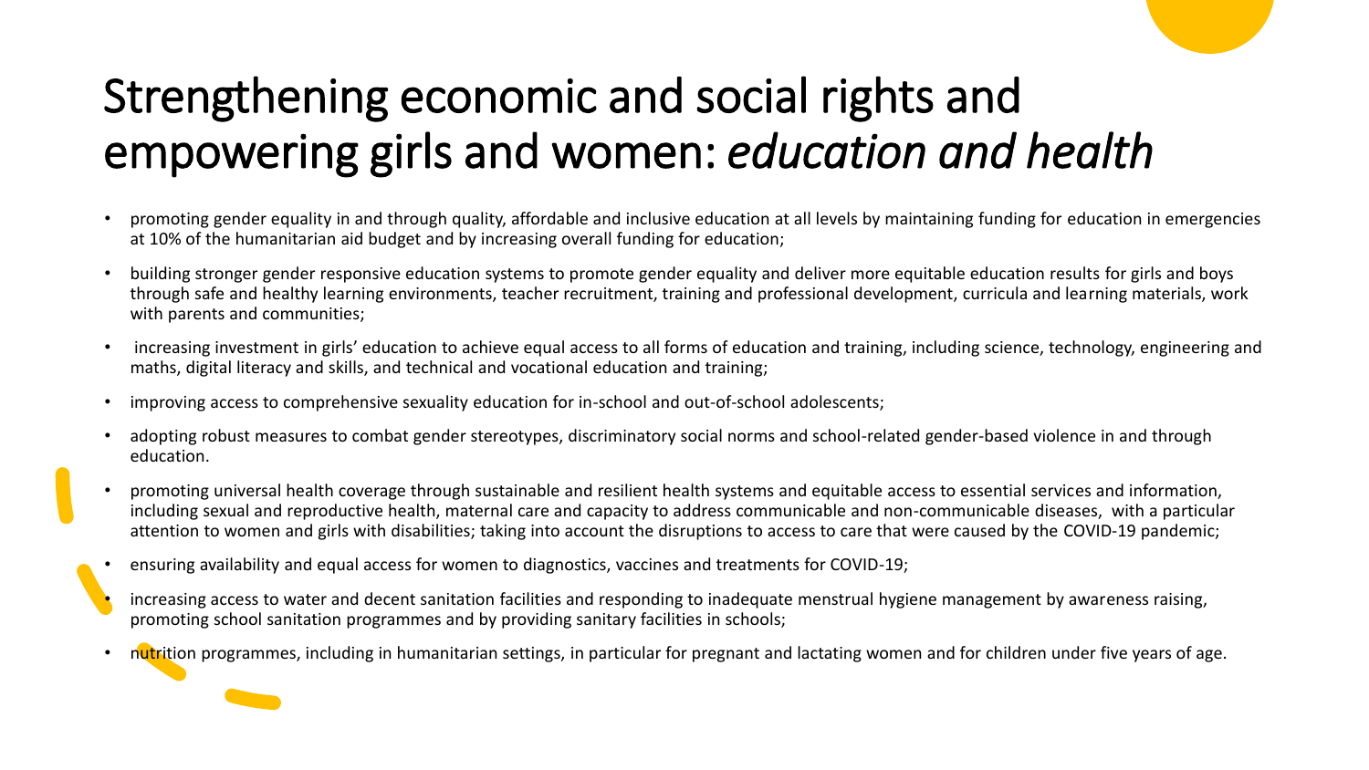# Strengthening economic and social rights and empowering girls and women: *education and health*

- promoting gender equality in and through quality, affordable and inclusive education at all levels by maintaining funding for education in emergencies at 10% of the humanitarian aid budget and by increasing overall funding for education;
- building stronger gender responsive education systems to promote gender equality and deliver more equitable education results for girls and boys through safe and healthy learning environments, teacher recruitment, training and professional development, curricula and learning materials, work with parents and communities;
- increasing investment in girls' education to achieve equal access to all forms of education and training, including science, technology, engineering and maths, digital literacy and skills, and technical and vocational education and training;
- improving access to comprehensive sexuality education for in-school and out-of-school adolescents;
- adopting robust measures to combat gender stereotypes, discriminatory social norms and school-related gender-based violence in and through education.
- promoting universal health coverage through sustainable and resilient health systems and equitable access to essential services and information, including sexual and reproductive health, maternal care and capacity to address communicable and non-communicable diseases, with a particular attention to women and girls with disabilities; taking into account the disruptions to access to care that were caused by the COVID-19 pandemic;
- ensuring availability and equal access for women to diagnostics, vaccines and treatments for COVID-19;
- increasing access to water and decent sanitation facilities and responding to inadequate menstrual hygiene management by awareness raising, promoting school sanitation programmes and by providing sanitary facilities in schools;
- nutrition programmes, including in humanitarian settings, in particular for pregnant and lactating women and for children under five years of age.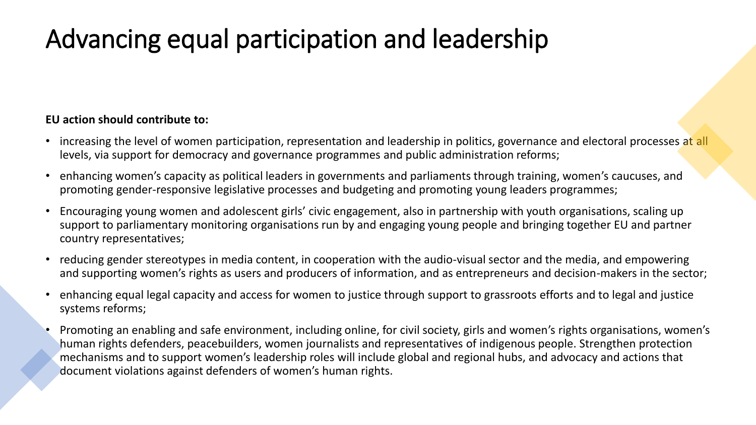# Advancing equal participation and leadership

**EU action should contribute to:**

- increasing the level of women participation, representation and leadership in politics, governance and electoral processes at all levels, via support for democracy and governance programmes and public administration reforms;
- enhancing women's capacity as political leaders in governments and parliaments through training, women's caucuses, and promoting gender-responsive legislative processes and budgeting and promoting young leaders programmes;
- Encouraging young women and adolescent girls' civic engagement, also in partnership with youth organisations, scaling up support to parliamentary monitoring organisations run by and engaging young people and bringing together EU and partner country representatives;
- reducing gender stereotypes in media content, in cooperation with the audio-visual sector and the media, and empowering and supporting women's rights as users and producers of information, and as entrepreneurs and decision-makers in the sector;
- enhancing equal legal capacity and access for women to justice through support to grassroots efforts and to legal and justice systems reforms;
- Promoting an enabling and safe environment, including online, for civil society, girls and women's rights organisations, women's human rights defenders, peacebuilders, women journalists and representatives of indigenous people. Strengthen protection mechanisms and to support women's leadership roles will include global and regional hubs, and advocacy and actions that document violations against defenders of women's human rights.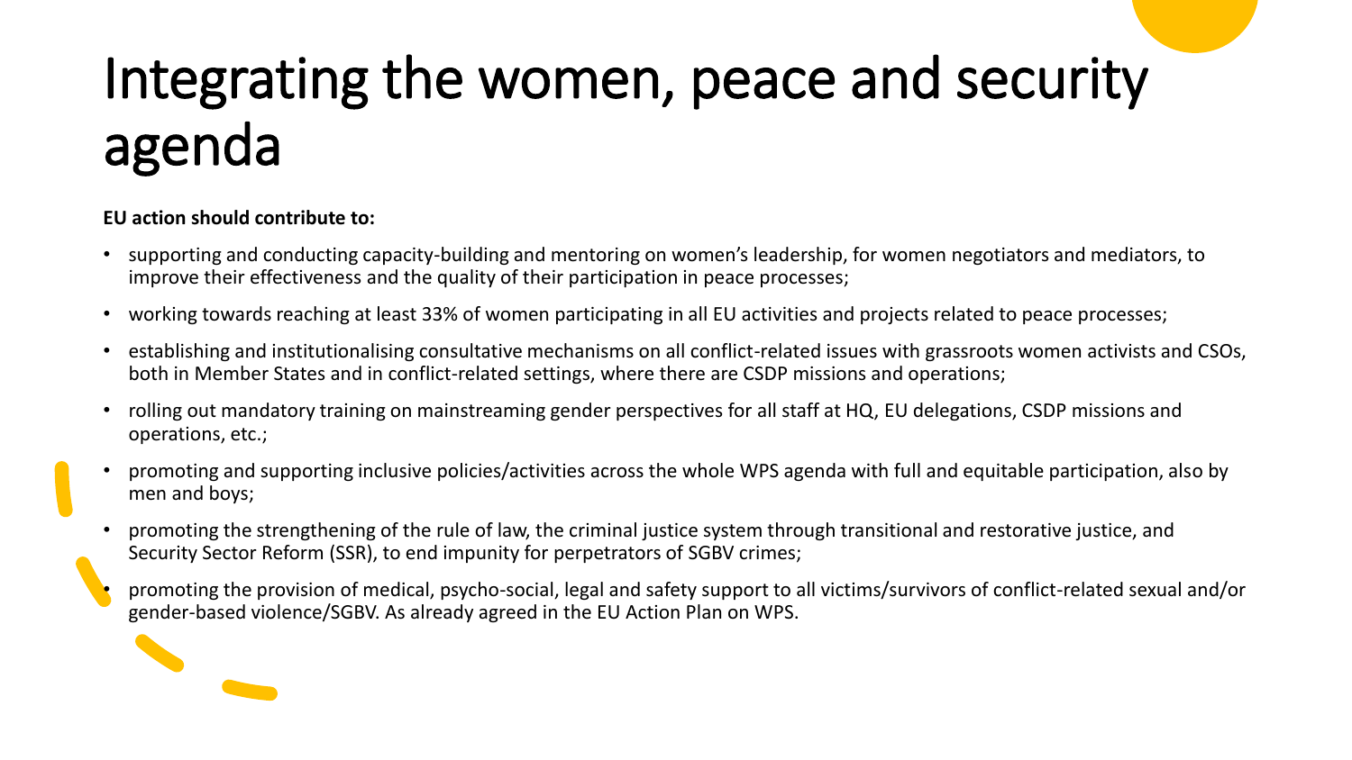# Integrating the women, peace and security agenda

**EU action should contribute to:**

- supporting and conducting capacity-building and mentoring on women's leadership, for women negotiators and mediators, to improve their effectiveness and the quality of their participation in peace processes;
- working towards reaching at least 33% of women participating in all EU activities and projects related to peace processes;
- establishing and institutionalising consultative mechanisms on all conflict-related issues with grassroots women activists and CSOs, both in Member States and in conflict-related settings, where there are CSDP missions and operations;
- rolling out mandatory training on mainstreaming gender perspectives for all staff at HQ, EU delegations, CSDP missions and operations, etc.;
- promoting and supporting inclusive policies/activities across the whole WPS agenda with full and equitable participation, also by men and boys;
- promoting the strengthening of the rule of law, the criminal justice system through transitional and restorative justice, and Security Sector Reform (SSR), to end impunity for perpetrators of SGBV crimes;
- promoting the provision of medical, psycho-social, legal and safety support to all victims/survivors of conflict-related sexual and/or gender-based violence/SGBV. As already agreed in the EU Action Plan on WPS.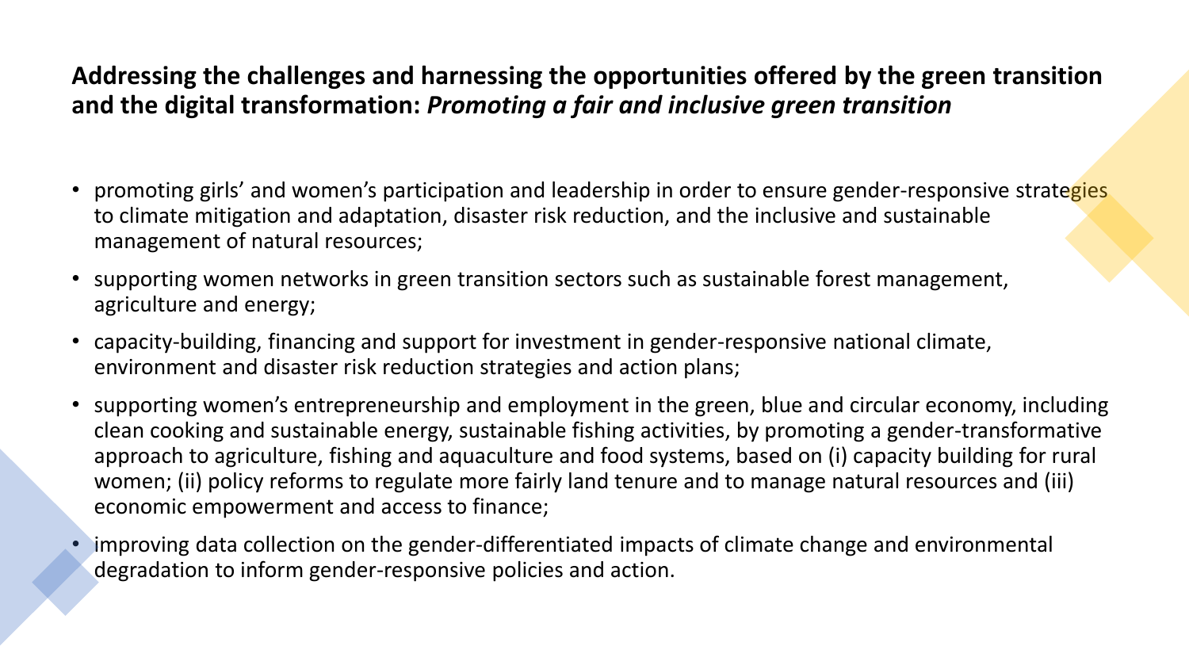## Addressing the challenges and harnessing the opportunities offered by the green transition and the digital transformation: *Promoting a fair and inclusive green transition*

- promoting girls' and women's participation and leadership in order to ensure gender-responsive strategies to climate mitigation and adaptation, disaster risk reduction, and the inclusive and sustainable management of natural resources;
- supporting women networks in green transition sectors such as sustainable forest management, agriculture and energy;
- capacity-building, financing and support for investment in gender-responsive national climate, environment and disaster risk reduction strategies and action plans;
- supporting women's entrepreneurship and employment in the green, blue and circular economy, including clean cooking and sustainable energy, sustainable fishing activities, by promoting a gender-transformative approach to agriculture, fishing and aquaculture and food systems, based on (i) capacity building for rural women; (ii) policy reforms to regulate more fairly land tenure and to manage natural resources and (iii) economic empowerment and access to finance;
- improving data collection on the gender-differentiated impacts of climate change and environmental degradation to inform gender-responsive policies and action.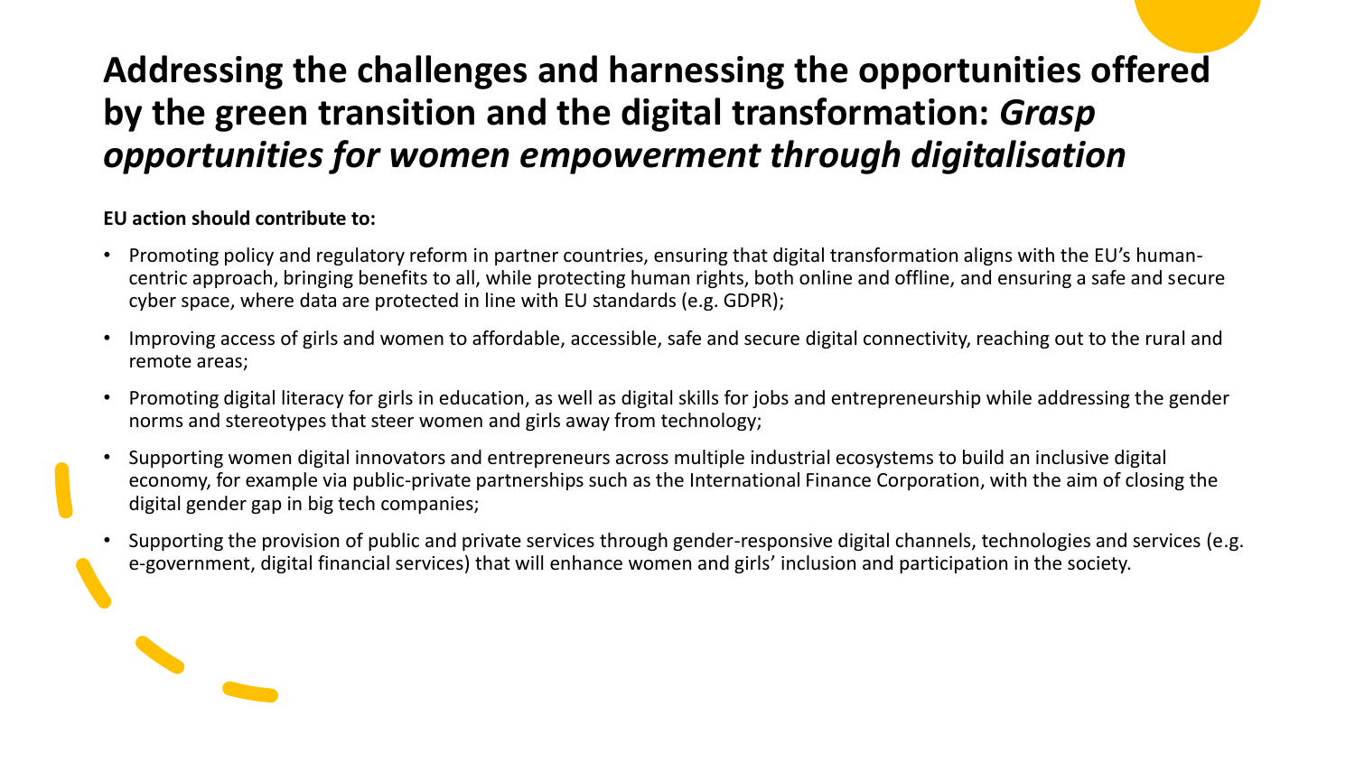# Addressing the challenges and harnessing the opportunities offered by the green transition and the digital transformation: *Grasp opportunities for women empowerment through digitalisation*

**EU action should contribute to:**

- Promoting policy and regulatory reform in partner countries, ensuring that digital transformation aligns with the EU's human-centric approach, bringing benefits to all, while protecting human rights, both online and offline, and ensuring a safe and secure cyber space, where data are protected in line with EU standards (e.g. GDPR);
- Improving access of girls and women to affordable, accessible, safe and secure digital connectivity, reaching out to the rural and remote areas;
- Promoting digital literacy for girls in education, as well as digital skills for jobs and entrepreneurship while addressing the gender norms and stereotypes that steer women and girls away from technology;
- Supporting women digital innovators and entrepreneurs across multiple industrial ecosystems to build an inclusive digital economy, for example via public-private partnerships such as the International Finance Corporation, with the aim of closing the digital gender gap in big tech companies;
- Supporting the provision of public and private services through gender-responsive digital channels, technologies and services (e.g. e-government, digital financial services) that will enhance women and girls' inclusion and participation in the society.